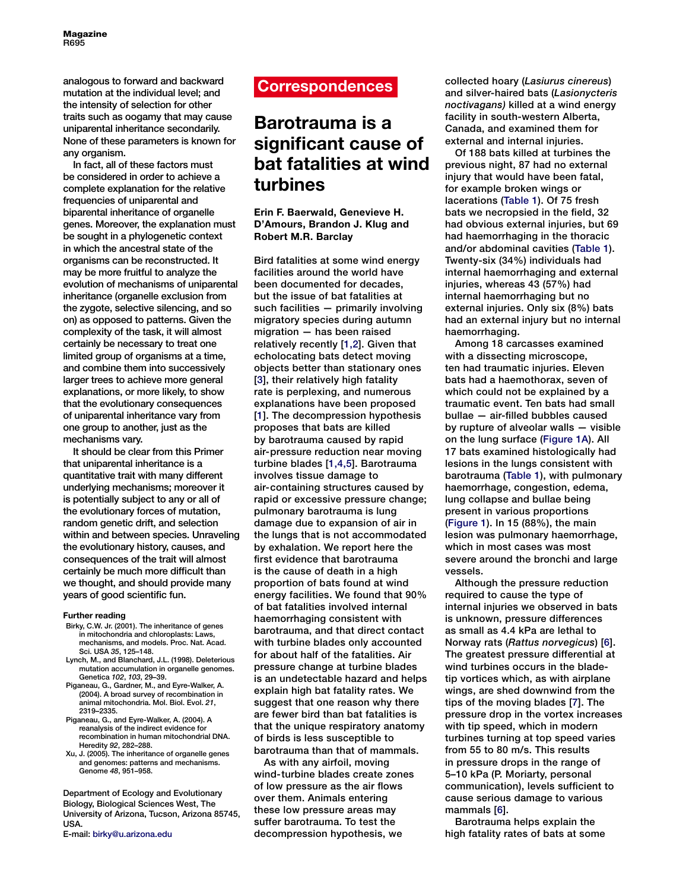analogous to forward and backward mutation at the individual level; and the intensity of selection for other traits such as oogamy that may cause uniparental inheritance secondarily. None of these parameters is known for any organism.

In fact, all of these factors must be considered in order to achieve a complete explanation for the relative frequencies of uniparental and biparental inheritance of organelle genes. Moreover, the explanation must be sought in a phylogenetic context in which the ancestral state of the organisms can be reconstructed. It may be more fruitful to analyze the evolution of mechanisms of uniparental inheritance (organelle exclusion from the zygote, selective silencing, and so on) as opposed to patterns. Given the complexity of the task, it will almost certainly be necessary to treat one limited group of organisms at a time, and combine them into successively larger trees to achieve more general explanations, or more likely, to show that the evolutionary consequences of uniparental inheritance vary from one group to another, just as the mechanisms vary.

It should be clear from this Primer that uniparental inheritance is a quantitative trait with many different underlying mechanisms; moreover it is potentially subject to any or all of the evolutionary forces of mutation, random genetic drift, and selection within and between species. Unraveling the evolutionary history, causes, and consequences of the trait will almost certainly be much more difficult than we thought, and should provide many years of good scientific fun.

#### Further reading

- Birky, C.W. Jr. (2001). The inheritance of genes in mitochondria and chloroplasts: Laws, mechanisms, and models. Proc. Nat. Acad. Sci. USA *35*, 125–148.
- Lynch, M., and Blanchard, J.L. (1998). Deleterious mutation accumulation in organelle genomes. Genetica *102*, *103*, 29–39.
- Piganeau, G., Gardner, M., and Eyre-Walker, A. (2004). A broad survey of recombination in animal mitochondria. Mol. Biol. Evol. *21*, 2319–2335.
- Piganeau, G., and Eyre-Walker, A. (2004). A reanalysis of the indirect evidence for recombination in human mitochondrial DNA. Heredity *92*, 282–288.
- Xu, J. (2005). The inheritance of organelle genes and genomes: patterns and mechanisms. Genome *48*, 951–958.

Department of Ecology and Evolutionary Biology, Biological Sciences West, The University of Arizona, Tucson, Arizona 85745, USA.
E-mail: birky@u.arizona.edu

## Correspondences

# Barotrauma is a significant cause of bat fatalities at wind turbines

**Erin F. Baerwald, Genevieve H. D'Amours, Brandon J. Klug and Robert M.R. Barclay**

Bird fatalities at some wind energy facilities around the world have been documented for decades, but the issue of bat fatalities at such facilities — primarily involving migratory species during autumn migration — has been raised relatively recently [1,2]. Given that echolocating bats detect moving objects better than stationary ones [3], their relatively high fatality rate is perplexing, and numerous explanations have been proposed [1]. The decompression hypothesis proposes that bats are killed by barotrauma caused by rapid air-pressure reduction near moving turbine blades [1,4,5]. Barotrauma involves tissue damage to air-containing structures caused by rapid or excessive pressure change; pulmonary barotrauma is lung damage due to expansion of air in the lungs that is not accommodated by exhalation. We report here the first evidence that barotrauma is the cause of death in a high proportion of bats found at wind energy facilities. We found that 90% of bat fatalities involved internal haemorrhaging consistent with barotrauma, and that direct contact with turbine blades only accounted for about half of the fatalities. Air pressure change at turbine blades is an undetectable hazard and helps explain high bat fatality rates. We suggest that one reason why there are fewer bird than bat fatalities is that the unique respiratory anatomy of birds is less susceptible to barotrauma than that of mammals.

As with any airfoil, moving wind-turbine blades create zones of low pressure as the air flows over them. Animals entering these low pressure areas may suffer barotrauma. To test the decompression hypothesis, we collected hoary (*Lasiurus cinereus*) and silver-haired bats (*Lasionycteris noctivagans)* killed at a wind energy facility in south-western Alberta, Canada, and examined them for external and internal injuries.

Of 188 bats killed at turbines the previous night, 87 had no external injury that would have been fatal, for example broken wings or lacerations (Table 1). Of 75 fresh bats we necropsied in the field, 32 had obvious external injuries, but 69 had haemorrhaging in the thoracic and/or abdominal cavities (Table 1). Twenty-six (34%) individuals had internal haemorrhaging and external injuries, whereas 43 (57%) had internal haemorrhaging but no external injuries. Only six (8%) bats had an external injury but no internal haemorrhaging.

Among 18 carcasses examined with a dissecting microscope, ten had traumatic injuries. Eleven bats had a haemothorax, seven of which could not be explained by a traumatic event. Ten bats had small bullae — air-filled bubbles caused by rupture of alveolar walls — visible on the lung surface (Figure 1A). All 17 bats examined histologically had lesions in the lungs consistent with barotrauma (Table 1), with pulmonary haemorrhage, congestion, edema, lung collapse and bullae being present in various proportions (Figure 1). In 15 (88%), the main lesion was pulmonary haemorrhage, which in most cases was most severe around the bronchi and large vessels.

Although the pressure reduction required to cause the type of internal injuries we observed in bats is unknown, pressure differences as small as 4.4 kPa are lethal to Norway rats (*Rattus norvegicus*) [6]. The greatest pressure differential at wind turbines occurs in the blade-tip vortices which, as with airplane wings, are shed downwind from the tips of the moving blades [7]. The pressure drop in the vortex increases with tip speed, which in modern turbines turning at top speed varies from 55 to 80 m/s. This results in pressure drops in the range of 5–10 kPa (P. Moriarty, personal communication), levels sufficient to cause serious damage to various mammals [6].

Barotrauma helps explain the high fatality rates of bats at some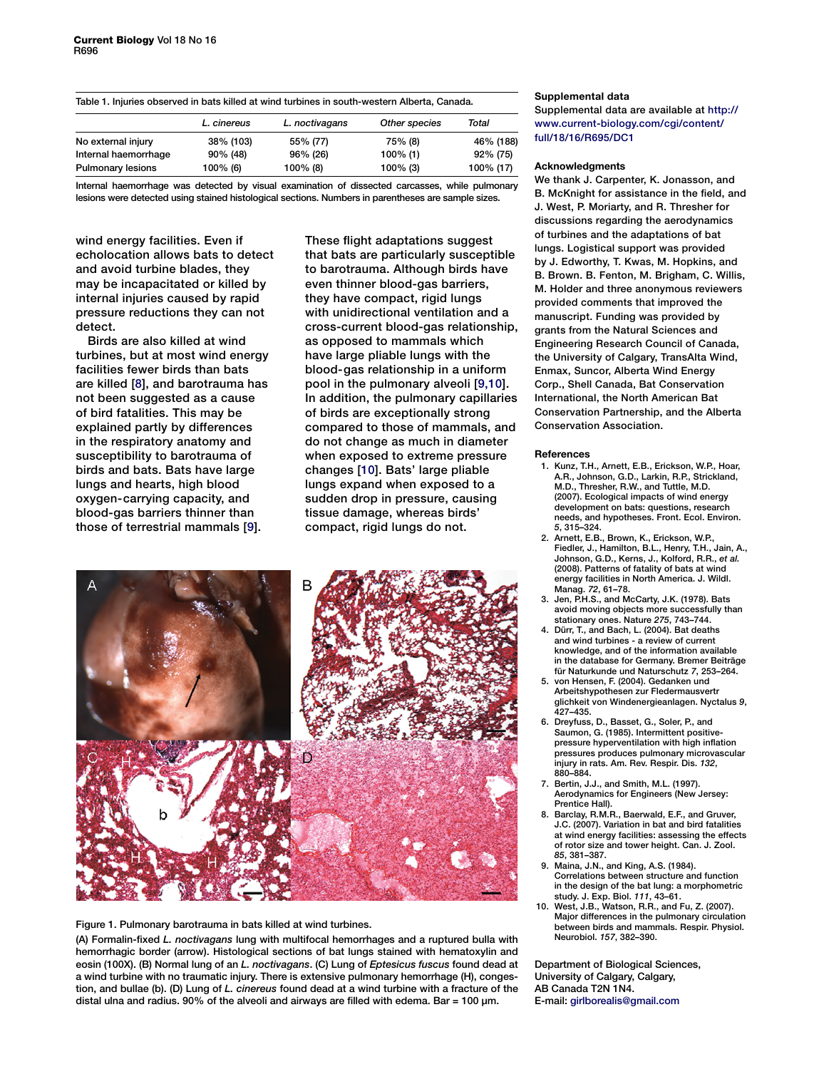Table 1. Injuries observed in bats killed at wind turbines in south-western Alberta, Canada.

| | *L. cinereus* | *L. noctivagans* | *Other species* | *Total* |
|---|---|---|---|---|
| No external injury | 38% (103) | 55% (77) | 75% (8) | 46% (188) |
| Internal haemorrhage | 90% (48) | 96% (26) | 100% (1) | 92% (75) |
| Pulmonary lesions | 100% (6) | 100% (8) | 100% (3) | 100% (17) |

Internal haemorrhage was detected by visual examination of dissected carcasses, while pulmonary lesions were detected using stained histological sections. Numbers in parentheses are sample sizes.

wind energy facilities. Even if echolocation allows bats to detect and avoid turbine blades, they may be incapacitated or killed by internal injuries caused by rapid pressure reductions they can not detect.

Birds are also killed at wind turbines, but at most wind energy facilities fewer birds than bats are killed [8], and barotrauma has not been suggested as a cause of bird fatalities. This may be explained partly by differences in the respiratory anatomy and susceptibility to barotrauma of birds and bats. Bats have large lungs and hearts, high blood oxygen-carrying capacity, and blood-gas barriers thinner than those of terrestrial mammals [9]. These flight adaptations suggest that bats are particularly susceptible to barotrauma. Although birds have even thinner blood-gas barriers, they have compact, rigid lungs with unidirectional ventilation and a cross-current blood-gas relationship, as opposed to mammals which have large pliable lungs with the blood-gas relationship in a uniform pool in the pulmonary alveoli [9,10]. In addition, the pulmonary capillaries of birds are exceptionally strong compared to those of mammals, and do not change as much in diameter when exposed to extreme pressure changes [10]. Bats' large pliable lungs expand when exposed to a sudden drop in pressure, causing tissue damage, whereas birds' compact, rigid lungs do not.

Figure 1. Pulmonary barotrauma in bats killed at wind turbines.

(A) Formalin-fixed *L. noctivagans* lung with multifocal hemorrhages and a ruptured bulla with hemorrhagic border (arrow). Histological sections of bat lungs stained with hematoxylin and eosin (100X). (B) Normal lung of an *L. noctivagans*. (C) Lung of *Eptesicus fuscus* found dead at a wind turbine with no traumatic injury. There is extensive pulmonary hemorrhage (H), congestion, and bullae (b). (D) Lung of *L. cinereus* found dead at a wind turbine with a fracture of the distal ulna and radius. 90% of the alveoli and airways are filled with edema. Bar = 100 μm.

## Supplemental data

Supplemental data are available at http://www.current-biology.com/cgi/content/full/18/16/R695/DC1

## Acknowledgments

We thank J. Carpenter, K. Jonasson, and B. McKnight for assistance in the field, and J. West, P. Moriarty, and R. Thresher for discussions regarding the aerodynamics of turbines and the adaptations of bat lungs. Logistical support was provided by J. Edworthy, T. Kwas, M. Hopkins, and B. Brown. B. Fenton, M. Brigham, C. Willis, M. Holder and three anonymous reviewers provided comments that improved the manuscript. Funding was provided by grants from the Natural Sciences and Engineering Research Council of Canada, the University of Calgary, TransAlta Wind, Enmax, Suncor, Alberta Wind Energy Corp., Shell Canada, Bat Conservation International, the North American Bat Conservation Partnership, and the Alberta Conservation Association.

## References

1. Kunz, T.H., Arnett, E.B., Erickson, W.P., Hoar, A.R., Johnson, G.D., Larkin, R.P., Strickland, M.D., Thresher, R.W., and Tuttle, M.D. (2007). Ecological impacts of wind energy development on bats: questions, research needs, and hypotheses. Front. Ecol. Environ. *5*, 315–324.
2. Arnett, E.B., Brown, K., Erickson, W.P., Fiedler, J., Hamilton, B.L., Henry, T.H., Jain, A., Johnson, G.D., Kerns, J., Kolford, R.R., *et al.* (2008). Patterns of fatality of bats at wind energy facilities in North America. J. Wildl. Manag. *72*, 61–78.
3. Jen, P.H.S., and McCarty, J.K. (1978). Bats avoid moving objects more successfully than stationary ones. Nature *275*, 743–744.
4. Dürr, T., and Bach, L. (2004). Bat deaths and wind turbines - a review of current knowledge, and of the information available in the database for Germany. Bremer Beiträge für Naturkunde und Naturschutz *7*, 253–264.
5. von Hensen, F. (2004). Gedanken und Arbeitshypothesen zur Fledermausvertr glichkeit von Windenergieanlagen. Nyctalus *9*, 427–435.
6. Dreyfuss, D., Basset, G., Soler, P., and Saumon, G. (1985). Intermittent positive-pressure hyperventilation with high inflation pressures produces pulmonary microvascular injury in rats. Am. Rev. Respir. Dis. *132*, 880–884.
7. Bertin, J.J., and Smith, M.L. (1997). Aerodynamics for Engineers (New Jersey: Prentice Hall).
8. Barclay, R.M.R., Baerwald, E.F., and Gruver, J.C. (2007). Variation in bat and bird fatalities at wind energy facilities: assessing the effects of rotor size and tower height. Can. J. Zool. *85*, 381–387.
9. Maina, J.N., and King, A.S. (1984). Correlations between structure and function in the design of the bat lung: a morphometric study. J. Exp. Biol. *111*, 43–61.
10. West, J.B., Watson, R.R., and Fu, Z. (2007). Major differences in the pulmonary circulation between birds and mammals. Respir. Physiol. Neurobiol. *157*, 382–390.

Department of Biological Sciences, University of Calgary, Calgary, AB Canada T2N 1N4.
E-mail: girlborealis@gmail.com